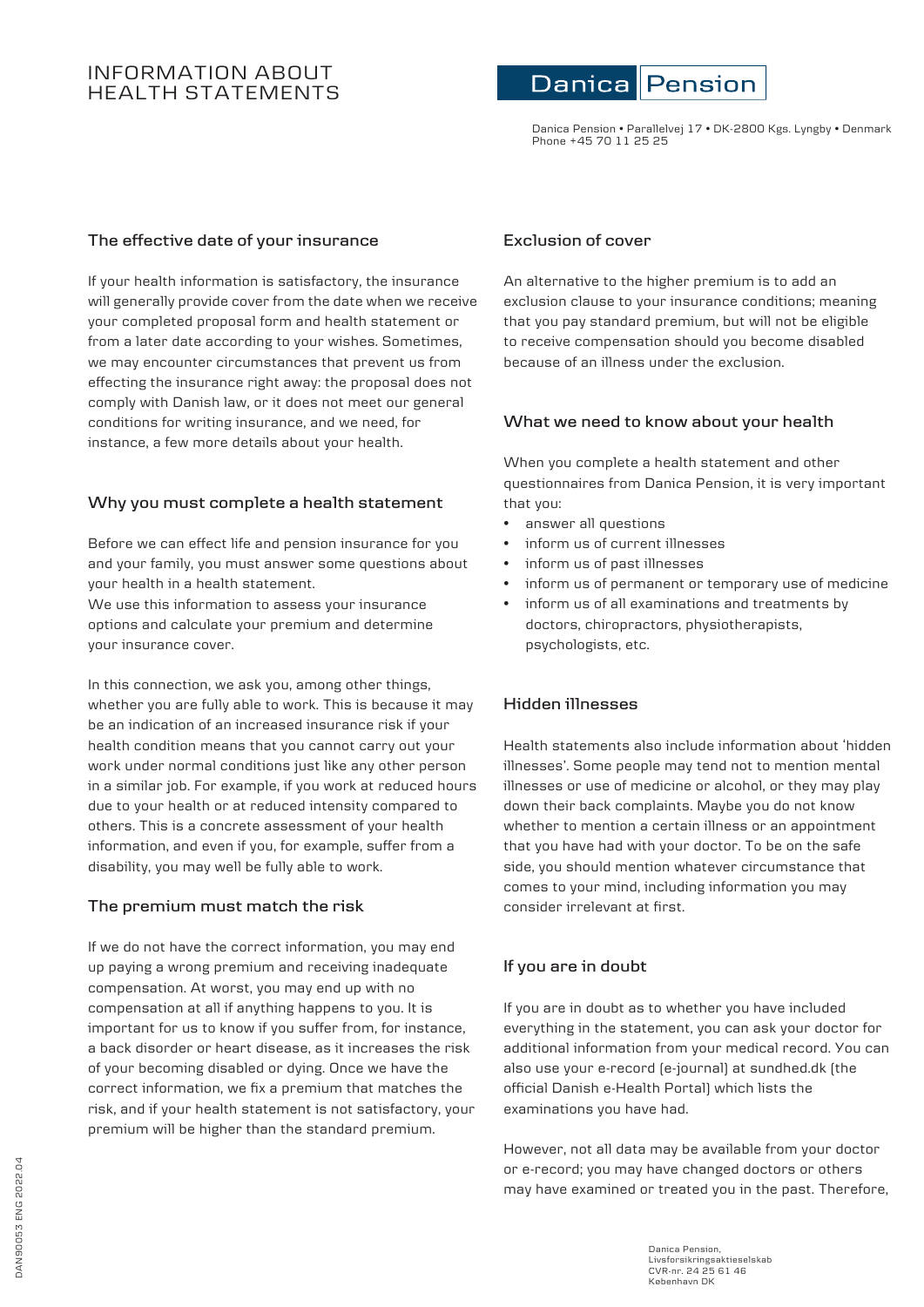# INFORMATION ABOUT HEALTH STATEMENTS

Danica Pension

Danica Pension • Parallelvej 17 • DK-2800 Kgs. Lyngby • Denmark
Phone +45 70 11 25 25

## The effective date of your insurance

If your health information is satisfactory, the insurance will generally provide cover from the date when we receive your completed proposal form and health statement or from a later date according to your wishes. Sometimes, we may encounter circumstances that prevent us from effecting the insurance right away: the proposal does not comply with Danish law, or it does not meet our general conditions for writing insurance, and we need, for instance, a few more details about your health.

## Why you must complete a health statement

Before we can effect life and pension insurance for you and your family, you must answer some questions about your health in a health statement.
We use this information to assess your insurance options and calculate your premium and determine your insurance cover.

In this connection, we ask you, among other things, whether you are fully able to work. This is because it may be an indication of an increased insurance risk if your health condition means that you cannot carry out your work under normal conditions just like any other person in a similar job. For example, if you work at reduced hours due to your health or at reduced intensity compared to others. This is a concrete assessment of your health information, and even if you, for example, suffer from a disability, you may well be fully able to work.

## The premium must match the risk

If we do not have the correct information, you may end up paying a wrong premium and receiving inadequate compensation. At worst, you may end up with no compensation at all if anything happens to you. It is important for us to know if you suffer from, for instance, a back disorder or heart disease, as it increases the risk of your becoming disabled or dying. Once we have the correct information, we fix a premium that matches the risk, and if your health statement is not satisfactory, your premium will be higher than the standard premium.

## Exclusion of cover

An alternative to the higher premium is to add an exclusion clause to your insurance conditions; meaning that you pay standard premium, but will not be eligible to receive compensation should you become disabled because of an illness under the exclusion.

## What we need to know about your health

When you complete a health statement and other questionnaires from Danica Pension, it is very important that you:

- answer all questions
- inform us of current illnesses
- inform us of past illnesses
- inform us of permanent or temporary use of medicine
- inform us of all examinations and treatments by doctors, chiropractors, physiotherapists, psychologists, etc.

## Hidden illnesses

Health statements also include information about 'hidden illnesses'. Some people may tend not to mention mental illnesses or use of medicine or alcohol, or they may play down their back complaints. Maybe you do not know whether to mention a certain illness or an appointment that you have had with your doctor. To be on the safe side, you should mention whatever circumstance that comes to your mind, including information you may consider irrelevant at first.

## If you are in doubt

If you are in doubt as to whether you have included everything in the statement, you can ask your doctor for additional information from your medical record. You can also use your e-record (e-journal) at sundhed.dk (the official Danish e-Health Portal) which lists the examinations you have had.

However, not all data may be available from your doctor or e-record; you may have changed doctors or others may have examined or treated you in the past. Therefore,

DAN90053 ENG 2022.04

Danica Pension,
Livsforsikringsaktieselskab
CVR-nr. 24 25 61 46
København DK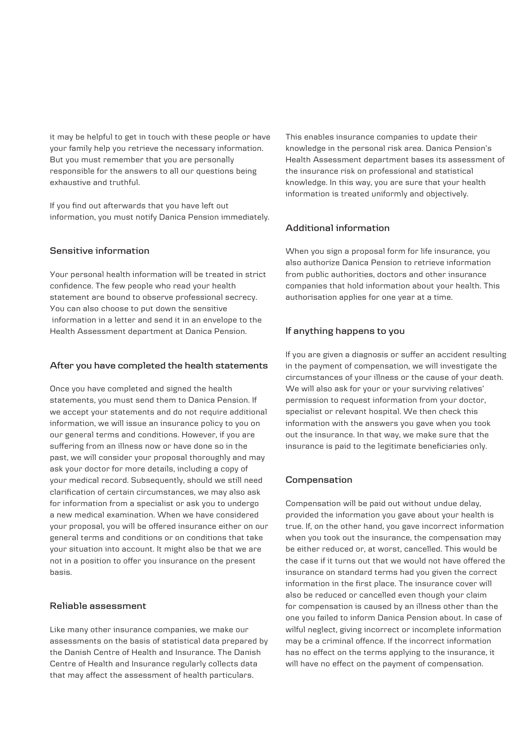it may be helpful to get in touch with these people or have your family help you retrieve the necessary information. But you must remember that you are personally responsible for the answers to all our questions being exhaustive and truthful.

If you find out afterwards that you have left out information, you must notify Danica Pension immediately.

### Sensitive information

Your personal health information will be treated in strict confidence. The few people who read your health statement are bound to observe professional secrecy. You can also choose to put down the sensitive information in a letter and send it in an envelope to the Health Assessment department at Danica Pension.

### After you have completed the health statements

Once you have completed and signed the health statements, you must send them to Danica Pension. If we accept your statements and do not require additional information, we will issue an insurance policy to you on our general terms and conditions. However, if you are suffering from an illness now or have done so in the past, we will consider your proposal thoroughly and may ask your doctor for more details, including a copy of your medical record. Subsequently, should we still need clarification of certain circumstances, we may also ask for information from a specialist or ask you to undergo a new medical examination. When we have considered your proposal, you will be offered insurance either on our general terms and conditions or on conditions that take your situation into account. It might also be that we are not in a position to offer you insurance on the present basis.

### Reliable assessment

Like many other insurance companies, we make our assessments on the basis of statistical data prepared by the Danish Centre of Health and Insurance. The Danish Centre of Health and Insurance regularly collects data that may affect the assessment of health particulars. This enables insurance companies to update their knowledge in the personal risk area. Danica Pension's Health Assessment department bases its assessment of the insurance risk on professional and statistical knowledge. In this way, you are sure that your health information is treated uniformly and objectively.

### Additional information

When you sign a proposal form for life insurance, you also authorize Danica Pension to retrieve information from public authorities, doctors and other insurance companies that hold information about your health. This authorisation applies for one year at a time.

### If anything happens to you

If you are given a diagnosis or suffer an accident resulting in the payment of compensation, we will investigate the circumstances of your illness or the cause of your death. We will also ask for your or your surviving relatives' permission to request information from your doctor, specialist or relevant hospital. We then check this information with the answers you gave when you took out the insurance. In that way, we make sure that the insurance is paid to the legitimate beneficiaries only.

### Compensation

Compensation will be paid out without undue delay, provided the information you gave about your health is true. If, on the other hand, you gave incorrect information when you took out the insurance, the compensation may be either reduced or, at worst, cancelled. This would be the case if it turns out that we would not have offered the insurance on standard terms had you given the correct information in the first place. The insurance cover will also be reduced or cancelled even though your claim for compensation is caused by an illness other than the one you failed to inform Danica Pension about. In case of wilful neglect, giving incorrect or incomplete information may be a criminal offence. If the incorrect information has no effect on the terms applying to the insurance, it will have no effect on the payment of compensation.